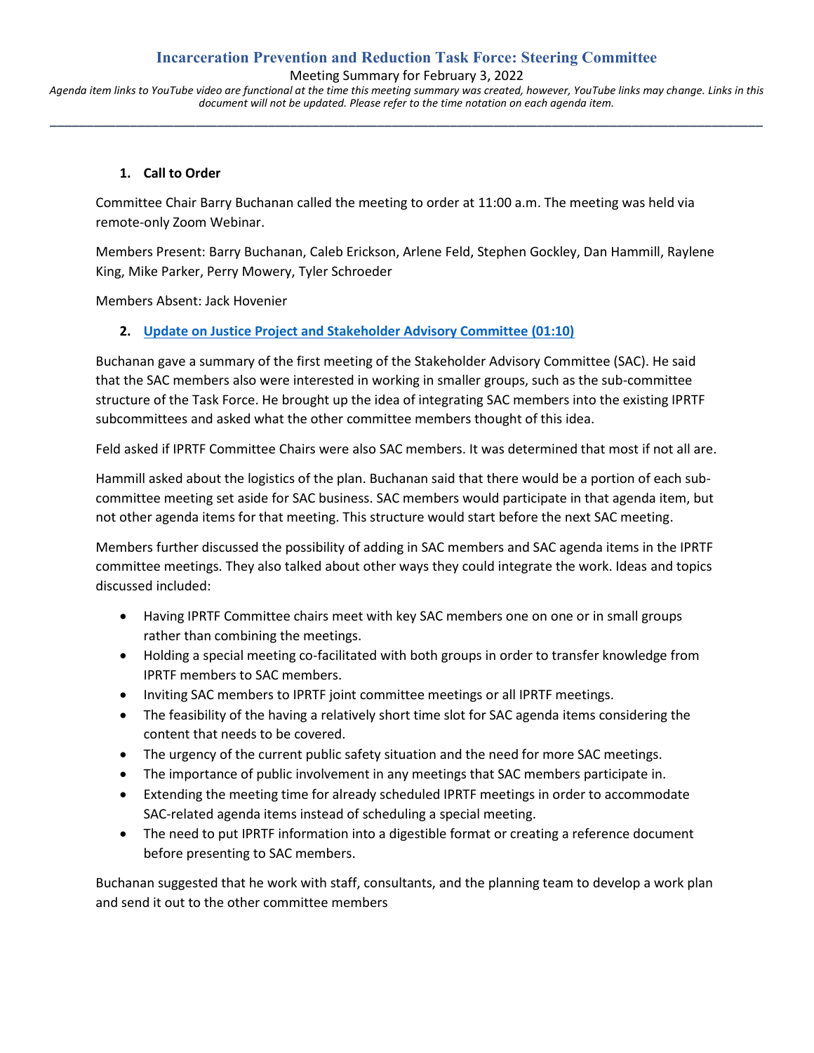# Incarceration Prevention and Reduction Task Force: Steering Committee

Meeting Summary for February 3, 2022

*Agenda item links to YouTube video are functional at the time this meeting summary was created, however, YouTube links may change. Links in this document will not be updated. Please refer to the time notation on each agenda item.*

---

## 1. Call to Order

Committee Chair Barry Buchanan called the meeting to order at 11:00 a.m. The meeting was held via remote-only Zoom Webinar.

Members Present: Barry Buchanan, Caleb Erickson, Arlene Feld, Stephen Gockley, Dan Hammill, Raylene King, Mike Parker, Perry Mowery, Tyler Schroeder

Members Absent: Jack Hovenier

## 2. Update on Justice Project and Stakeholder Advisory Committee (01:10)

Buchanan gave a summary of the first meeting of the Stakeholder Advisory Committee (SAC). He said that the SAC members also were interested in working in smaller groups, such as the sub-committee structure of the Task Force. He brought up the idea of integrating SAC members into the existing IPRTF subcommittees and asked what the other committee members thought of this idea.

Feld asked if IPRTF Committee Chairs were also SAC members. It was determined that most if not all are.

Hammill asked about the logistics of the plan. Buchanan said that there would be a portion of each sub-committee meeting set aside for SAC business. SAC members would participate in that agenda item, but not other agenda items for that meeting. This structure would start before the next SAC meeting.

Members further discussed the possibility of adding in SAC members and SAC agenda items in the IPRTF committee meetings. They also talked about other ways they could integrate the work. Ideas and topics discussed included:

- Having IPRTF Committee chairs meet with key SAC members one on one or in small groups rather than combining the meetings.
- Holding a special meeting co-facilitated with both groups in order to transfer knowledge from IPRTF members to SAC members.
- Inviting SAC members to IPRTF joint committee meetings or all IPRTF meetings.
- The feasibility of the having a relatively short time slot for SAC agenda items considering the content that needs to be covered.
- The urgency of the current public safety situation and the need for more SAC meetings.
- The importance of public involvement in any meetings that SAC members participate in.
- Extending the meeting time for already scheduled IPRTF meetings in order to accommodate SAC-related agenda items instead of scheduling a special meeting.
- The need to put IPRTF information into a digestible format or creating a reference document before presenting to SAC members.

Buchanan suggested that he work with staff, consultants, and the planning team to develop a work plan and send it out to the other committee members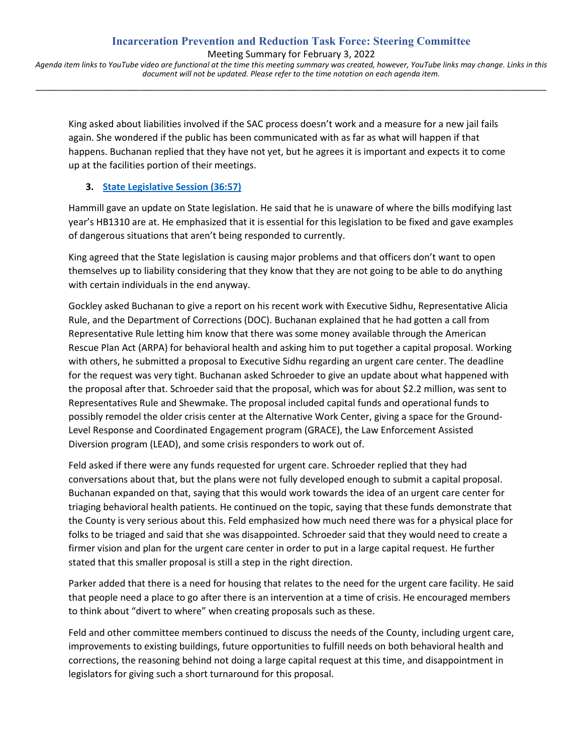King asked about liabilities involved if the SAC process doesn't work and a measure for a new jail fails again. She wondered if the public has been communicated with as far as what will happen if that happens. Buchanan replied that they have not yet, but he agrees it is important and expects it to come up at the facilities portion of their meetings.

3. **State Legislative Session (36:57)**

Hammill gave an update on State legislation. He said that he is unaware of where the bills modifying last year's HB1310 are at. He emphasized that it is essential for this legislation to be fixed and gave examples of dangerous situations that aren't being responded to currently.

King agreed that the State legislation is causing major problems and that officers don't want to open themselves up to liability considering that they know that they are not going to be able to do anything with certain individuals in the end anyway.

Gockley asked Buchanan to give a report on his recent work with Executive Sidhu, Representative Alicia Rule, and the Department of Corrections (DOC). Buchanan explained that he had gotten a call from Representative Rule letting him know that there was some money available through the American Rescue Plan Act (ARPA) for behavioral health and asking him to put together a capital proposal. Working with others, he submitted a proposal to Executive Sidhu regarding an urgent care center. The deadline for the request was very tight. Buchanan asked Schroeder to give an update about what happened with the proposal after that. Schroeder said that the proposal, which was for about $2.2 million, was sent to Representatives Rule and Shewmake. The proposal included capital funds and operational funds to possibly remodel the older crisis center at the Alternative Work Center, giving a space for the Ground-Level Response and Coordinated Engagement program (GRACE), the Law Enforcement Assisted Diversion program (LEAD), and some crisis responders to work out of.

Feld asked if there were any funds requested for urgent care. Schroeder replied that they had conversations about that, but the plans were not fully developed enough to submit a capital proposal. Buchanan expanded on that, saying that this would work towards the idea of an urgent care center for triaging behavioral health patients. He continued on the topic, saying that these funds demonstrate that the County is very serious about this. Feld emphasized how much need there was for a physical place for folks to be triaged and said that she was disappointed. Schroeder said that they would need to create a firmer vision and plan for the urgent care center in order to put in a large capital request. He further stated that this smaller proposal is still a step in the right direction.

Parker added that there is a need for housing that relates to the need for the urgent care facility. He said that people need a place to go after there is an intervention at a time of crisis. He encouraged members to think about "divert to where" when creating proposals such as these.

Feld and other committee members continued to discuss the needs of the County, including urgent care, improvements to existing buildings, future opportunities to fulfill needs on both behavioral health and corrections, the reasoning behind not doing a large capital request at this time, and disappointment in legislators for giving such a short turnaround for this proposal.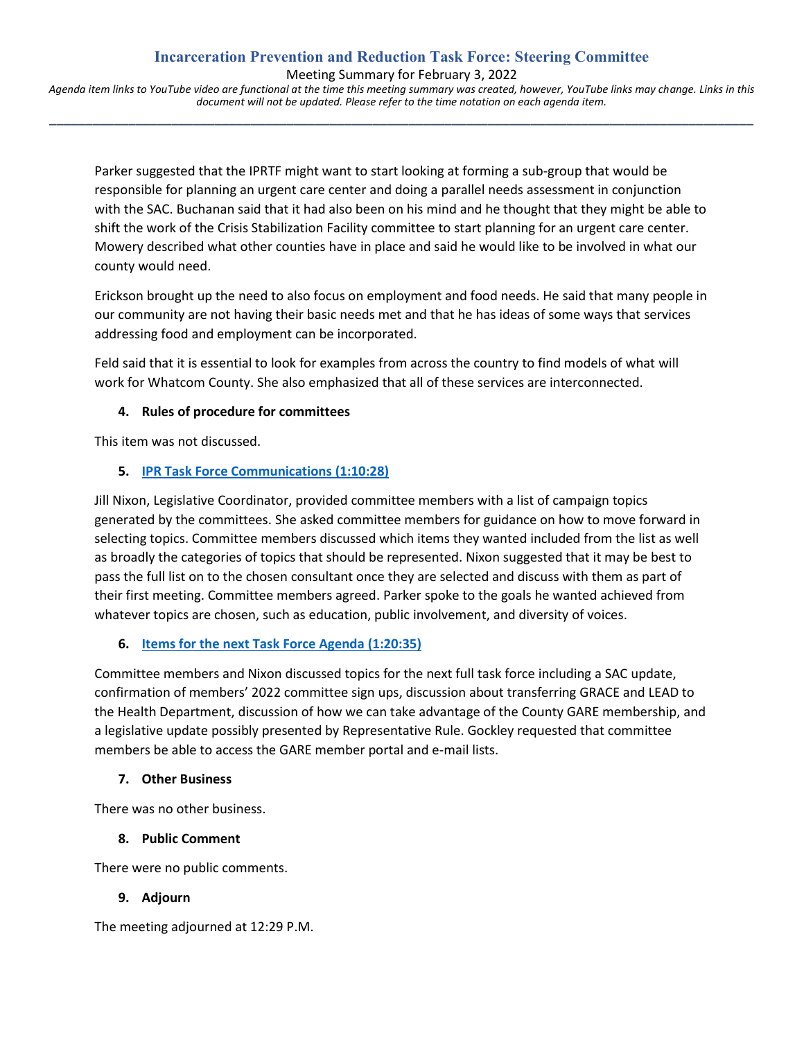Parker suggested that the IPRTF might want to start looking at forming a sub-group that would be responsible for planning an urgent care center and doing a parallel needs assessment in conjunction with the SAC. Buchanan said that it had also been on his mind and he thought that they might be able to shift the work of the Crisis Stabilization Facility committee to start planning for an urgent care center. Mowery described what other counties have in place and said he would like to be involved in what our county would need.

Erickson brought up the need to also focus on employment and food needs. He said that many people in our community are not having their basic needs met and that he has ideas of some ways that services addressing food and employment can be incorporated.

Feld said that it is essential to look for examples from across the country to find models of what will work for Whatcom County. She also emphasized that all of these services are interconnected.

**4. Rules of procedure for committees**

This item was not discussed.

**5. IPR Task Force Communications (1:10:28)**

Jill Nixon, Legislative Coordinator, provided committee members with a list of campaign topics generated by the committees. She asked committee members for guidance on how to move forward in selecting topics. Committee members discussed which items they wanted included from the list as well as broadly the categories of topics that should be represented. Nixon suggested that it may be best to pass the full list on to the chosen consultant once they are selected and discuss with them as part of their first meeting. Committee members agreed. Parker spoke to the goals he wanted achieved from whatever topics are chosen, such as education, public involvement, and diversity of voices.

**6. Items for the next Task Force Agenda (1:20:35)**

Committee members and Nixon discussed topics for the next full task force including a SAC update, confirmation of members' 2022 committee sign ups, discussion about transferring GRACE and LEAD to the Health Department, discussion of how we can take advantage of the County GARE membership, and a legislative update possibly presented by Representative Rule. Gockley requested that committee members be able to access the GARE member portal and e-mail lists.

**7. Other Business**

There was no other business.

**8. Public Comment**

There were no public comments.

**9. Adjourn**

The meeting adjourned at 12:29 P.M.